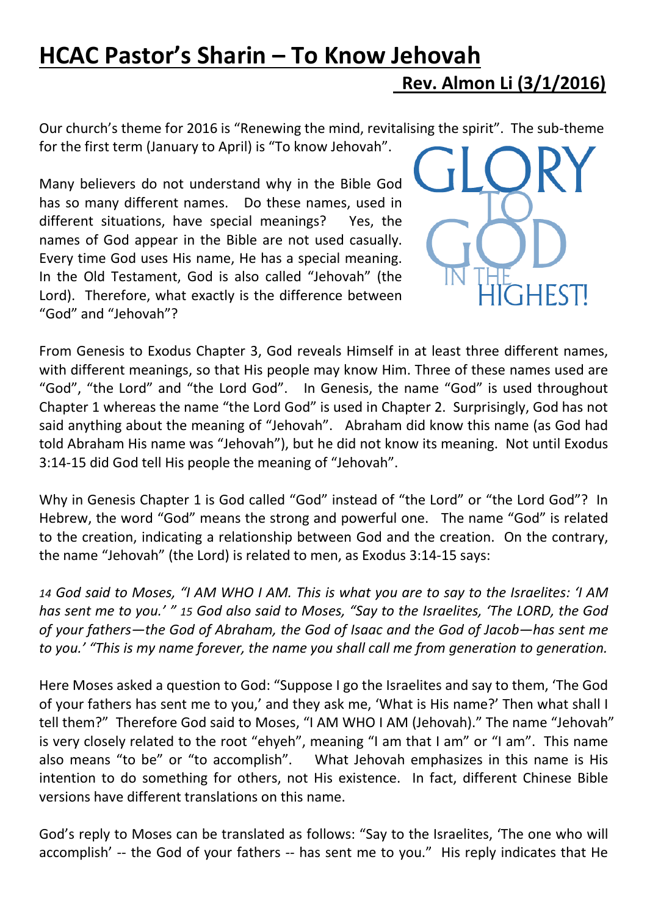# HCAC Pastor's Sharin – To Know Jehovah

**Rev. Almon Li (3/1/2016)**

Our church's theme for 2016 is "Renewing the mind, revitalising the spirit". The sub-theme for the first term (January to April) is "To know Jehovah".

Many believers do not understand why in the Bible God has so many different names. Do these names, used in different situations, have special meanings? Yes, the names of God appear in the Bible are not used casually. Every time God uses His name, He has a special meaning. In the Old Testament, God is also called "Jehovah" (the Lord). Therefore, what exactly is the difference between "God" and "Jehovah"?

GLORY TO GOD IN THE HIGHEST!

From Genesis to Exodus Chapter 3, God reveals Himself in at least three different names, with different meanings, so that His people may know Him. Three of these names used are "God", "the Lord" and "the Lord God". In Genesis, the name "God" is used throughout Chapter 1 whereas the name "the Lord God" is used in Chapter 2. Surprisingly, God has not said anything about the meaning of "Jehovah". Abraham did know this name (as God had told Abraham His name was "Jehovah"), but he did not know its meaning. Not until Exodus 3:14-15 did God tell His people the meaning of "Jehovah".

Why in Genesis Chapter 1 is God called "God" instead of "the Lord" or "the Lord God"? In Hebrew, the word "God" means the strong and powerful one. The name "God" is related to the creation, indicating a relationship between God and the creation. On the contrary, the name "Jehovah" (the Lord) is related to men, as Exodus 3:14-15 says:

*14 God said to Moses, "I AM WHO I AM. This is what you are to say to the Israelites: 'I AM has sent me to you.' " 15 God also said to Moses, "Say to the Israelites, 'The LORD, the God of your fathers—the God of Abraham, the God of Isaac and the God of Jacob—has sent me to you.' "This is my name forever, the name you shall call me from generation to generation.*

Here Moses asked a question to God: "Suppose I go the Israelites and say to them, 'The God of your fathers has sent me to you,' and they ask me, 'What is His name?' Then what shall I tell them?" Therefore God said to Moses, "I AM WHO I AM (Jehovah)." The name "Jehovah" is very closely related to the root "ehyeh", meaning "I am that I am" or "I am". This name also means "to be" or "to accomplish". What Jehovah emphasizes in this name is His intention to do something for others, not His existence. In fact, different Chinese Bible versions have different translations on this name.

God's reply to Moses can be translated as follows: "Say to the Israelites, 'The one who will accomplish' -- the God of your fathers -- has sent me to you." His reply indicates that He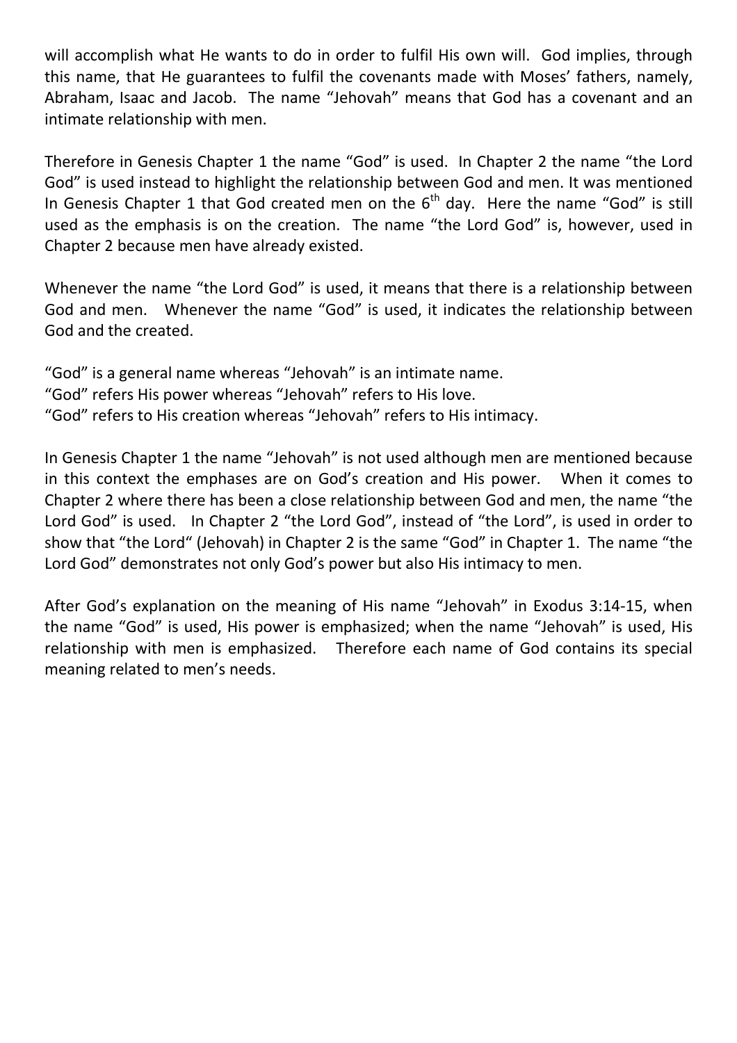will accomplish what He wants to do in order to fulfil His own will. God implies, through this name, that He guarantees to fulfil the covenants made with Moses' fathers, namely, Abraham, Isaac and Jacob. The name "Jehovah" means that God has a covenant and an intimate relationship with men.

Therefore in Genesis Chapter 1 the name "God" is used. In Chapter 2 the name "the Lord God" is used instead to highlight the relationship between God and men. It was mentioned In Genesis Chapter 1 that God created men on the 6th day. Here the name "God" is still used as the emphasis is on the creation. The name "the Lord God" is, however, used in Chapter 2 because men have already existed.

Whenever the name "the Lord God" is used, it means that there is a relationship between God and men. Whenever the name "God" is used, it indicates the relationship between God and the created.

"God" is a general name whereas "Jehovah" is an intimate name.
"God" refers His power whereas "Jehovah" refers to His love.
"God" refers to His creation whereas "Jehovah" refers to His intimacy.

In Genesis Chapter 1 the name "Jehovah" is not used although men are mentioned because in this context the emphases are on God's creation and His power. When it comes to Chapter 2 where there has been a close relationship between God and men, the name "the Lord God" is used. In Chapter 2 "the Lord God", instead of "the Lord", is used in order to show that "the Lord" (Jehovah) in Chapter 2 is the same "God" in Chapter 1. The name "the Lord God" demonstrates not only God's power but also His intimacy to men.

After God's explanation on the meaning of His name "Jehovah" in Exodus 3:14-15, when the name "God" is used, His power is emphasized; when the name "Jehovah" is used, His relationship with men is emphasized. Therefore each name of God contains its special meaning related to men's needs.